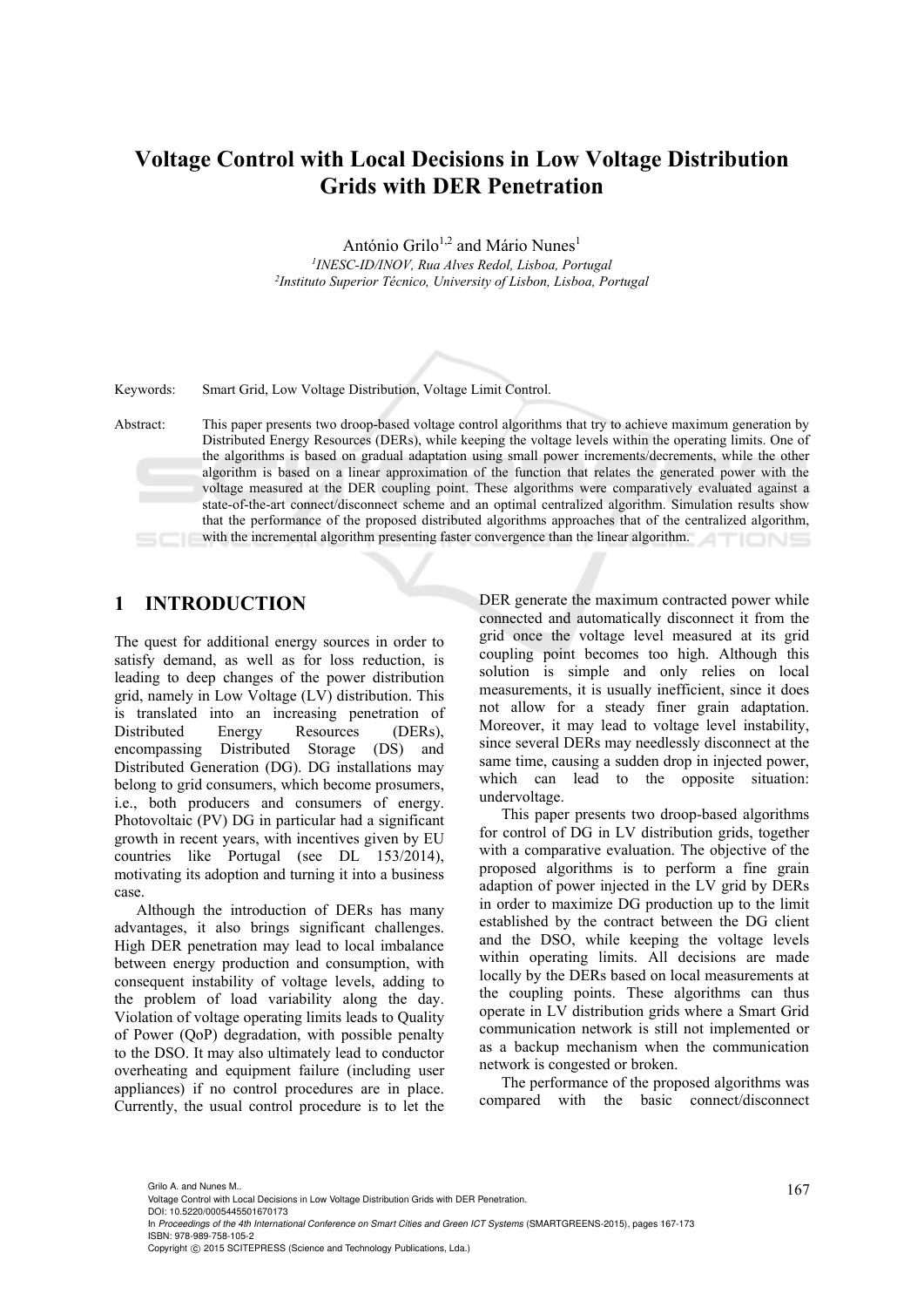# Voltage Control with Local Decisions in Low Voltage Distribution Grids with DER Penetration

António Grilo[1,2] and Mário Nunes[1]

[1]*INESC-ID/INOV, Rua Alves Redol, Lisboa, Portugal*
[2]*Instituto Superior Técnico, University of Lisbon, Lisboa, Portugal*

Keywords: Smart Grid, Low Voltage Distribution, Voltage Limit Control.

Abstract: This paper presents two droop-based voltage control algorithms that try to achieve maximum generation by Distributed Energy Resources (DERs), while keeping the voltage levels within the operating limits. One of the algorithms is based on gradual adaptation using small power increments/decrements, while the other algorithm is based on a linear approximation of the function that relates the generated power with the voltage measured at the DER coupling point. These algorithms were comparatively evaluated against a state-of-the-art connect/disconnect scheme and an optimal centralized algorithm. Simulation results show that the performance of the proposed distributed algorithms approaches that of the centralized algorithm, with the incremental algorithm presenting faster convergence than the linear algorithm.

## 1 INTRODUCTION

The quest for additional energy sources in order to satisfy demand, as well as for loss reduction, is leading to deep changes of the power distribution grid, namely in Low Voltage (LV) distribution. This is translated into an increasing penetration of Distributed Energy Resources (DERs), encompassing Distributed Storage (DS) and Distributed Generation (DG). DG installations may belong to grid consumers, which become prosumers, i.e., both producers and consumers of energy. Photovoltaic (PV) DG in particular had a significant growth in recent years, with incentives given by EU countries like Portugal (see DL 153/2014), motivating its adoption and turning it into a business case.

Although the introduction of DERs has many advantages, it also brings significant challenges. High DER penetration may lead to local imbalance between energy production and consumption, with consequent instability of voltage levels, adding to the problem of load variability along the day. Violation of voltage operating limits leads to Quality of Power (QoP) degradation, with possible penalty to the DSO. It may also ultimately lead to conductor overheating and equipment failure (including user appliances) if no control procedures are in place. Currently, the usual control procedure is to let the DER generate the maximum contracted power while connected and automatically disconnect it from the grid once the voltage level measured at its grid coupling point becomes too high. Although this solution is simple and only relies on local measurements, it is usually inefficient, since it does not allow for a steady finer grain adaptation. Moreover, it may lead to voltage level instability, since several DERs may needlessly disconnect at the same time, causing a sudden drop in injected power, which can lead to the opposite situation: undervoltage.

This paper presents two droop-based algorithms for control of DG in LV distribution grids, together with a comparative evaluation. The objective of the proposed algorithms is to perform a fine grain adaption of power injected in the LV grid by DERs in order to maximize DG production up to the limit established by the contract between the DG client and the DSO, while keeping the voltage levels within operating limits. All decisions are made locally by the DERs based on local measurements at the coupling points. These algorithms can thus operate in LV distribution grids where a Smart Grid communication network is still not implemented or as a backup mechanism when the communication network is congested or broken.

The performance of the proposed algorithms was compared with the basic connect/disconnect

Grilo A. and Nunes M..
Voltage Control with Local Decisions in Low Voltage Distribution Grids with DER Penetration.
DOI: 10.5220/0005445501670173
In *Proceedings of the 4th International Conference on Smart Cities and Green ICT Systems* (SMARTGREENS-2015), pages 167-173
ISBN: 978-989-758-105-2
Copyright © 2015 SCITEPRESS (Science and Technology Publications, Lda.)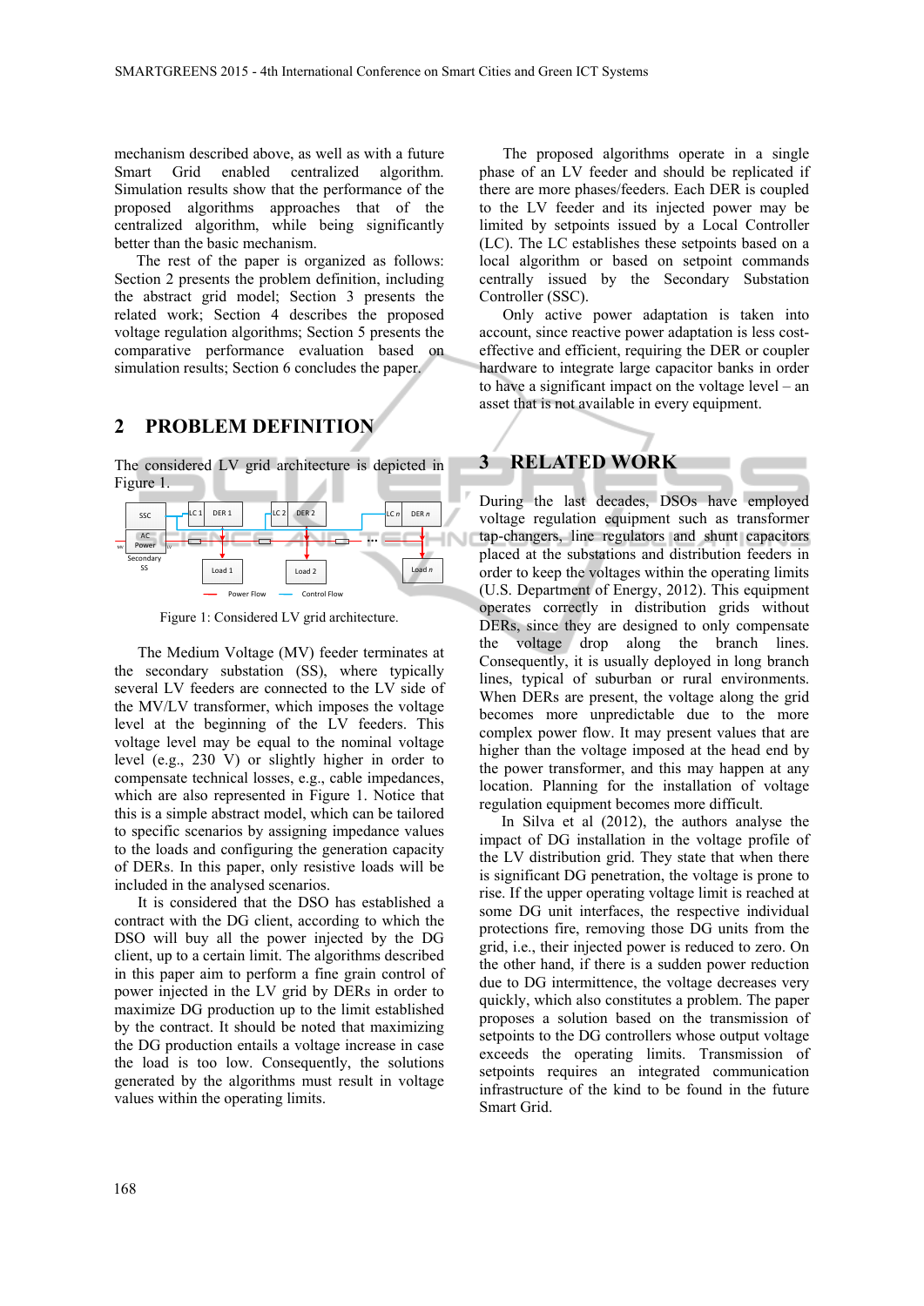mechanism described above, as well as with a future Smart Grid enabled centralized algorithm. Simulation results show that the performance of the proposed algorithms approaches that of the centralized algorithm, while being significantly better than the basic mechanism.

The rest of the paper is organized as follows: Section 2 presents the problem definition, including the abstract grid model; Section 3 presents the related work; Section 4 describes the proposed voltage regulation algorithms; Section 5 presents the comparative performance evaluation based on simulation results; Section 6 concludes the paper.

## 2 PROBLEM DEFINITION

The considered LV grid architecture is depicted in Figure 1.

Figure 1: Considered LV grid architecture.

The Medium Voltage (MV) feeder terminates at the secondary substation (SS), where typically several LV feeders are connected to the LV side of the MV/LV transformer, which imposes the voltage level at the beginning of the LV feeders. This voltage level may be equal to the nominal voltage level (e.g., 230 V) or slightly higher in order to compensate technical losses, e.g., cable impedances, which are also represented in Figure 1. Notice that this is a simple abstract model, which can be tailored to specific scenarios by assigning impedance values to the loads and configuring the generation capacity of DERs. In this paper, only resistive loads will be included in the analysed scenarios.

It is considered that the DSO has established a contract with the DG client, according to which the DSO will buy all the power injected by the DG client, up to a certain limit. The algorithms described in this paper aim to perform a fine grain control of power injected in the LV grid by DERs in order to maximize DG production up to the limit established by the contract. It should be noted that maximizing the DG production entails a voltage increase in case the load is too low. Consequently, the solutions generated by the algorithms must result in voltage values within the operating limits.

The proposed algorithms operate in a single phase of an LV feeder and should be replicated if there are more phases/feeders. Each DER is coupled to the LV feeder and its injected power may be limited by setpoints issued by a Local Controller (LC). The LC establishes these setpoints based on a local algorithm or based on setpoint commands centrally issued by the Secondary Substation Controller (SSC).

Only active power adaptation is taken into account, since reactive power adaptation is less cost-effective and efficient, requiring the DER or coupler hardware to integrate large capacitor banks in order to have a significant impact on the voltage level – an asset that is not available in every equipment.

## 3 RELATED WORK

During the last decades, DSOs have employed voltage regulation equipment such as transformer tap-changers, line regulators and shunt capacitors placed at the substations and distribution feeders in order to keep the voltages within the operating limits (U.S. Department of Energy, 2012). This equipment operates correctly in distribution grids without DERs, since they are designed to only compensate the voltage drop along the branch lines. Consequently, it is usually deployed in long branch lines, typical of suburban or rural environments. When DERs are present, the voltage along the grid becomes more unpredictable due to the more complex power flow. It may present values that are higher than the voltage imposed at the head end by the power transformer, and this may happen at any location. Planning for the installation of voltage regulation equipment becomes more difficult.

In Silva et al (2012), the authors analyse the impact of DG installation in the voltage profile of the LV distribution grid. They state that when there is significant DG penetration, the voltage is prone to rise. If the upper operating voltage limit is reached at some DG unit interfaces, the respective individual protections fire, removing those DG units from the grid, i.e., their injected power is reduced to zero. On the other hand, if there is a sudden power reduction due to DG intermittence, the voltage decreases very quickly, which also constitutes a problem. The paper proposes a solution based on the transmission of setpoints to the DG controllers whose output voltage exceeds the operating limits. Transmission of setpoints requires an integrated communication infrastructure of the kind to be found in the future Smart Grid.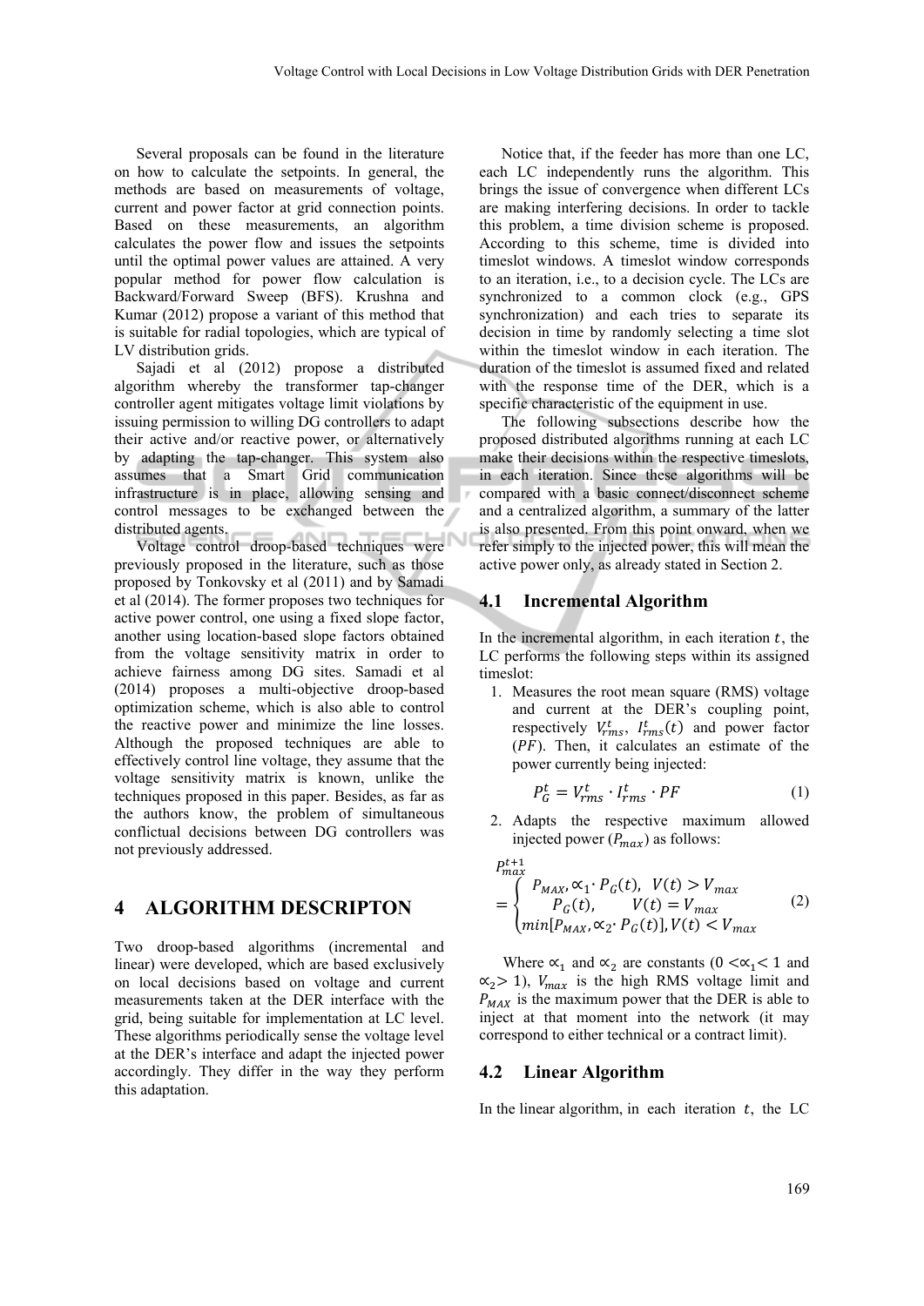Several proposals can be found in the literature on how to calculate the setpoints. In general, the methods are based on measurements of voltage, current and power factor at grid connection points. Based on these measurements, an algorithm calculates the power flow and issues the setpoints until the optimal power values are attained. A very popular method for power flow calculation is Backward/Forward Sweep (BFS). Krushna and Kumar (2012) propose a variant of this method that is suitable for radial topologies, which are typical of LV distribution grids.

Sajadi et al (2012) propose a distributed algorithm whereby the transformer tap-changer controller agent mitigates voltage limit violations by issuing permission to willing DG controllers to adapt their active and/or reactive power, or alternatively by adapting the tap-changer. This system also assumes that a Smart Grid communication infrastructure is in place, allowing sensing and control messages to be exchanged between the distributed agents.

Voltage control droop-based techniques were previously proposed in the literature, such as those proposed by Tonkovsky et al (2011) and by Samadi et al (2014). The former proposes two techniques for active power control, one using a fixed slope factor, another using location-based slope factors obtained from the voltage sensitivity matrix in order to achieve fairness among DG sites. Samadi et al (2014) proposes a multi-objective droop-based optimization scheme, which is also able to control the reactive power and minimize the line losses. Although the proposed techniques are able to effectively control line voltage, they assume that the voltage sensitivity matrix is known, unlike the techniques proposed in this paper. Besides, as far as the authors know, the problem of simultaneous conflictual decisions between DG controllers was not previously addressed.

# 4 ALGORITHM DESCRIPTON

Two droop-based algorithms (incremental and linear) were developed, which are based exclusively on local decisions based on voltage and current measurements taken at the DER interface with the grid, being suitable for implementation at LC level. These algorithms periodically sense the voltage level at the DER's interface and adapt the injected power accordingly. They differ in the way they perform this adaptation.

Notice that, if the feeder has more than one LC, each LC independently runs the algorithm. This brings the issue of convergence when different LCs are making interfering decisions. In order to tackle this problem, a time division scheme is proposed. According to this scheme, time is divided into timeslot windows. A timeslot window corresponds to an iteration, i.e., to a decision cycle. The LCs are synchronized to a common clock (e.g., GPS synchronization) and each tries to separate its decision in time by randomly selecting a time slot within the timeslot window in each iteration. The duration of the timeslot is assumed fixed and related with the response time of the DER, which is a specific characteristic of the equipment in use.

The following subsections describe how the proposed distributed algorithms running at each LC make their decisions within the respective timeslots, in each iteration. Since these algorithms will be compared with a basic connect/disconnect scheme and a centralized algorithm, a summary of the latter is also presented. From this point onward, when we refer simply to the injected power, this will mean the active power only, as already stated in Section 2.

## 4.1 Incremental Algorithm

In the incremental algorithm, in each iteration $t$, the LC performs the following steps within its assigned timeslot:

1. Measures the root mean square (RMS) voltage and current at the DER's coupling point, respectively $V_{rms}^{t}$, $I_{rms}^{t}(t)$ and power factor ($PF$). Then, it calculates an estimate of the power currently being injected:

$$P_G^t = V_{rms}^t \cdot I_{rms}^t \cdot PF \tag{1}$$

2. Adapts the respective maximum allowed injected power ($P_{max}$) as follows:

$$P_{max}^{t+1} = \begin{cases} P_{MAX}, \propto_1 \cdot P_G(t), & V(t) > V_{max} \\ P_G(t), & V(t) = V_{max} \\ min[P_{MAX}, \propto_2 \cdot P_G(t)], & V(t) < V_{max} \end{cases} \tag{2}$$

Where $\propto_1$ and $\propto_2$ are constants ($0 < \propto_1 < 1$ and $\propto_2 > 1$), $V_{max}$ is the high RMS voltage limit and $P_{MAX}$ is the maximum power that the DER is able to inject at that moment into the network (it may correspond to either technical or a contract limit).

## 4.2 Linear Algorithm

In the linear algorithm, in each iteration $t$, the LC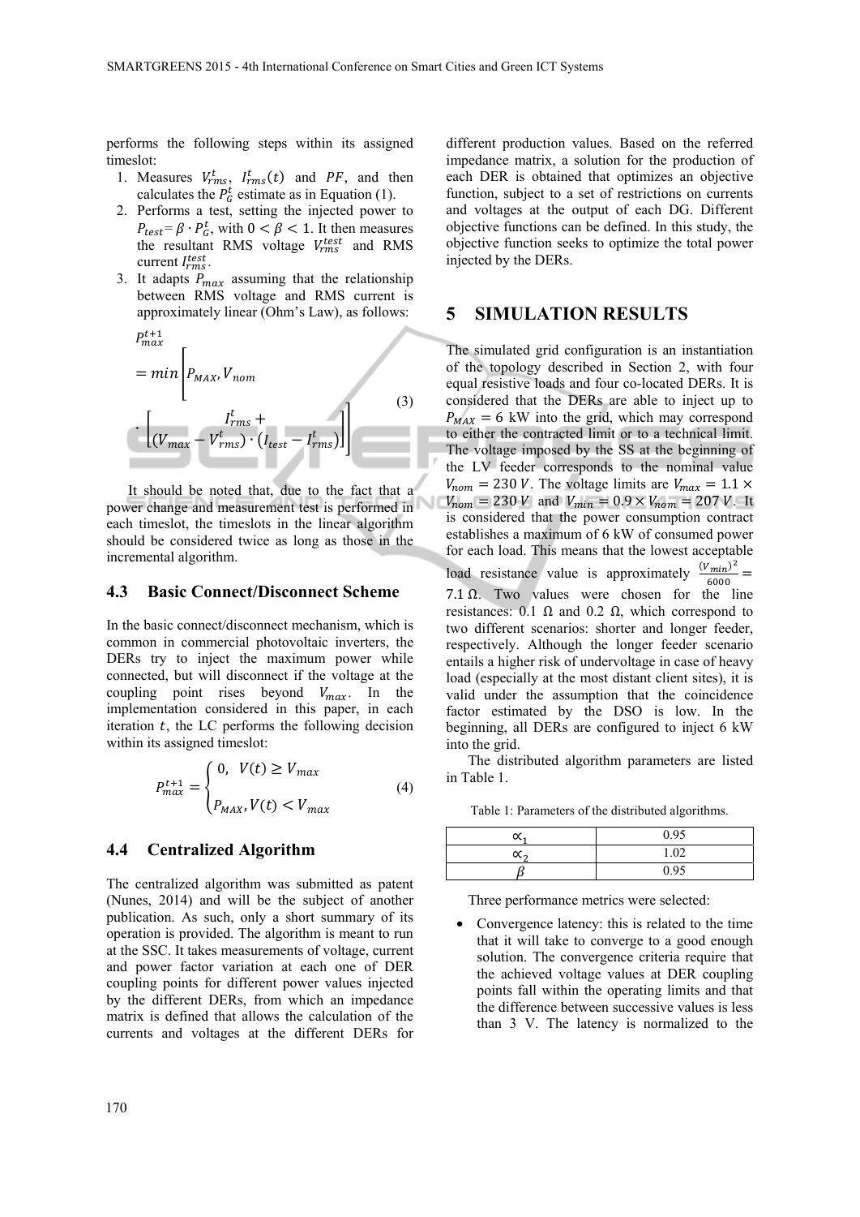performs the following steps within its assigned timeslot:

1. Measures $V_{rms}^{t}$, $I_{rms}^{t}(t)$ and $PF$, and then calculates the $P_{G}^{t}$ estimate as in Equation (1).
2. Performs a test, setting the injected power to $P_{test} = \beta \cdot P_{G}^{t}$, with $0 < \beta < 1$. It then measures the resultant RMS voltage $V_{rms}^{test}$ and RMS current $I_{rms}^{test}$.
3. It adapts $P_{max}$ assuming that the relationship between RMS voltage and RMS current is approximately linear (Ohm's Law), as follows:

$$P_{max}^{t+1} = min\left[P_{MAX}, V_{nom} \cdot \left[\frac{I_{rms}^{t} +}{(V_{max} - V_{rms}^{t}) \cdot (I_{test} - I_{rms}^{t})}\right]\right] \quad (3)$$

It should be noted that, due to the fact that a power change and measurement test is performed in each timeslot, the timeslots in the linear algorithm should be considered twice as long as those in the incremental algorithm.

### 4.3 Basic Connect/Disconnect Scheme

In the basic connect/disconnect mechanism, which is common in commercial photovoltaic inverters, the DERs try to inject the maximum power while connected, but will disconnect if the voltage at the coupling point rises beyond $V_{max}$. In the implementation considered in this paper, in each iteration $t$, the LC performs the following decision within its assigned timeslot:

$$P_{max}^{t+1} = \begin{cases} 0, & V(t) \geq V_{max} \\ P_{MAX}, & V(t) < V_{max} \end{cases} \quad (4)$$

### 4.4 Centralized Algorithm

The centralized algorithm was submitted as patent (Nunes, 2014) and will be the subject of another publication. As such, only a short summary of its operation is provided. The algorithm is meant to run at the SSC. It takes measurements of voltage, current and power factor variation at each one of DER coupling points for different power values injected by the different DERs, from which an impedance matrix is defined that allows the calculation of the currents and voltages at the different DERs for different production values. Based on the referred impedance matrix, a solution for the production of each DER is obtained that optimizes an objective function, subject to a set of restrictions on currents and voltages at the output of each DG. Different objective functions can be defined. In this study, the objective function seeks to optimize the total power injected by the DERs.

## 5 SIMULATION RESULTS

The simulated grid configuration is an instantiation of the topology described in Section 2, with four equal resistive loads and four co-located DERs. It is considered that the DERs are able to inject up to $P_{MAX} = 6$ kW into the grid, which may correspond to either the contracted limit or to a technical limit. The voltage imposed by the SS at the beginning of the LV feeder corresponds to the nominal value $V_{nom} = 230\,V$. The voltage limits are $V_{max} = 1.1 \times V_{nom} = 230\,V$ and $V_{min} = 0.9 \times V_{nom} = 207\,V$. It is considered that the power consumption contract establishes a maximum of 6 kW of consumed power for each load. This means that the lowest acceptable load resistance value is approximately $\frac{(V_{min})^2}{6000} = 7.1\,\Omega$. Two values were chosen for the line resistances: 0.1 Ω and 0.2 Ω, which correspond to two different scenarios: shorter and longer feeder, respectively. Although the longer feeder scenario entails a higher risk of undervoltage in case of heavy load (especially at the most distant client sites), it is valid under the assumption that the coincidence factor estimated by the DSO is low. In the beginning, all DERs are configured to inject 6 kW into the grid.

The distributed algorithm parameters are listed in Table 1.

Table 1: Parameters of the distributed algorithms.

| | |
|---|---|
| $\propto_1$ | 0.95 |
| $\propto_2$ | 1.02 |
| $\beta$ | 0.95 |

Three performance metrics were selected:

- Convergence latency: this is related to the time that it will take to converge to a good enough solution. The convergence criteria require that the achieved voltage values at DER coupling points fall within the operating limits and that the difference between successive values is less than 3 V. The latency is normalized to the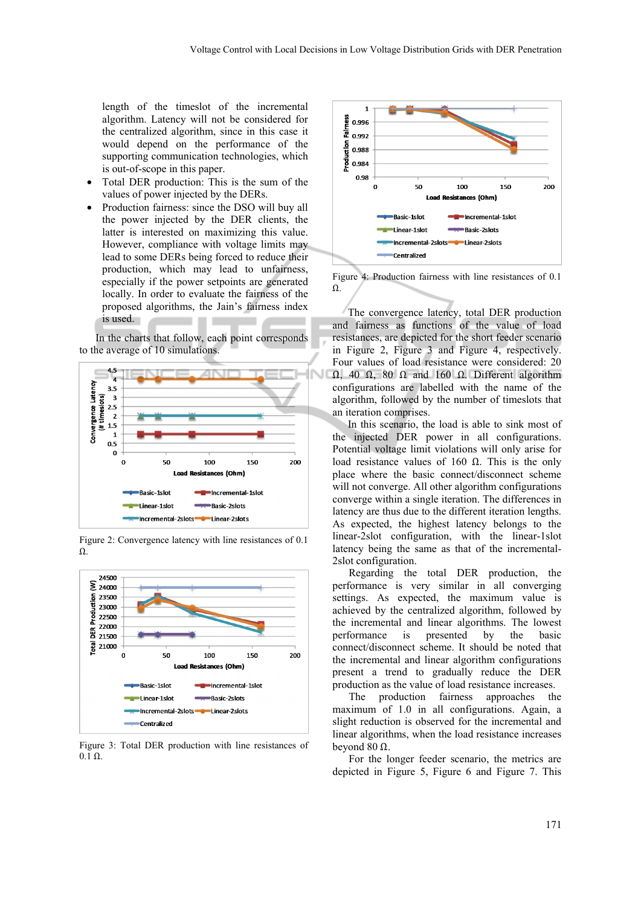length of the timeslot of the incremental algorithm. Latency will not be considered for the centralized algorithm, since in this case it would depend on the performance of the supporting communication technologies, which is out-of-scope in this paper.

- Total DER production: This is the sum of the values of power injected by the DERs.
- Production fairness: since the DSO will buy all the power injected by the DER clients, the latter is interested on maximizing this value. However, compliance with voltage limits may lead to some DERs being forced to reduce their production, which may lead to unfairness, especially if the power setpoints are generated locally. In order to evaluate the fairness of the proposed algorithms, the Jain's fairness index is used.

In the charts that follow, each point corresponds to the average of 10 simulations.

Figure 2: Convergence latency with line resistances of 0.1 Ω.

Figure 3: Total DER production with line resistances of 0.1 Ω.

Figure 4: Production fairness with line resistances of 0.1 Ω.

The convergence latency, total DER production and fairness as functions of the value of load resistances, are depicted for the short feeder scenario in Figure 2, Figure 3 and Figure 4, respectively. Four values of load resistance were considered: 20 Ω, 40 Ω, 80 Ω and 160 Ω. Different algorithm configurations are labelled with the name of the algorithm, followed by the number of timeslots that an iteration comprises.

In this scenario, the load is able to sink most of the injected DER power in all configurations. Potential voltage limit violations will only arise for load resistance values of 160 Ω. This is the only place where the basic connect/disconnect scheme will not converge. All other algorithm configurations converge within a single iteration. The differences in latency are thus due to the different iteration lengths. As expected, the highest latency belongs to the linear-2slot configuration, with the linear-1slot latency being the same as that of the incremental-2slot configuration.

Regarding the total DER production, the performance is very similar in all converging settings. As expected, the maximum value is achieved by the centralized algorithm, followed by the incremental and linear algorithms. The lowest performance is presented by the basic connect/disconnect scheme. It should be noted that the incremental and linear algorithm configurations present a trend to gradually reduce the DER production as the value of load resistance increases.

The production fairness approaches the maximum of 1.0 in all configurations. Again, a slight reduction is observed for the incremental and linear algorithms, when the load resistance increases beyond 80 Ω.

For the longer feeder scenario, the metrics are depicted in Figure 5, Figure 6 and Figure 7. This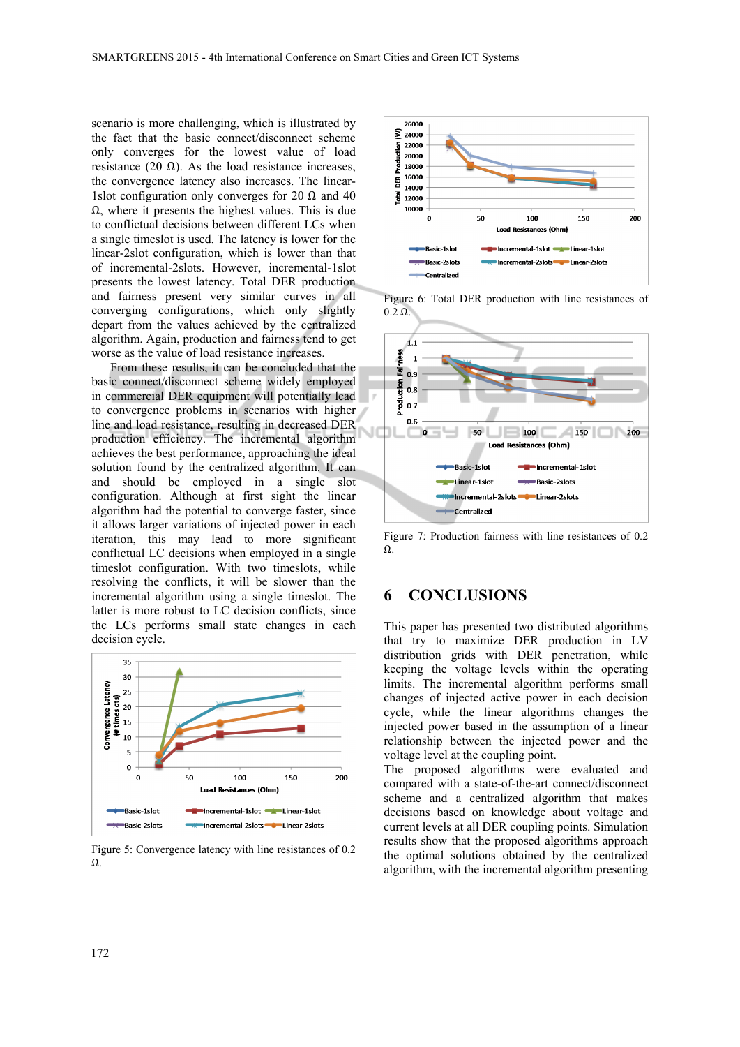scenario is more challenging, which is illustrated by the fact that the basic connect/disconnect scheme only converges for the lowest value of load resistance (20 Ω). As the load resistance increases, the convergence latency also increases. The linear-1slot configuration only converges for 20 Ω and 40 Ω, where it presents the highest values. This is due to conflictual decisions between different LCs when a single timeslot is used. The latency is lower for the linear-2slot configuration, which is lower than that of incremental-2slots. However, incremental-1slot presents the lowest latency. Total DER production and fairness present very similar curves in all converging configurations, which only slightly depart from the values achieved by the centralized algorithm. Again, production and fairness tend to get worse as the value of load resistance increases.

From these results, it can be concluded that the basic connect/disconnect scheme widely employed in commercial DER equipment will potentially lead to convergence problems in scenarios with higher line and load resistance, resulting in decreased DER production efficiency. The incremental algorithm achieves the best performance, approaching the ideal solution found by the centralized algorithm. It can and should be employed in a single slot configuration. Although at first sight the linear algorithm had the potential to converge faster, since it allows larger variations of injected power in each iteration, this may lead to more significant conflictual LC decisions when employed in a single timeslot configuration. With two timeslots, while resolving the conflicts, it will be slower than the incremental algorithm using a single timeslot. The latter is more robust to LC conflicts, since the LCs performs small state changes in each decision cycle.

Figure 5: Convergence latency with line resistances of 0.2 Ω.

Figure 6: Total DER production with line resistances of 0.2 Ω.

Figure 7: Production fairness with line resistances of 0.2 Ω.

## 6 CONCLUSIONS

This paper has presented two distributed algorithms that try to maximize DER production in LV distribution grids with DER penetration, while keeping the voltage levels within the operating limits. The incremental algorithm performs small changes of injected active power in each decision cycle, while the linear algorithms changes the injected power based in the assumption of a linear relationship between the injected power and the voltage level at the coupling point.

The proposed algorithms were evaluated and compared with a state-of-the-art connect/disconnect scheme and a centralized algorithm that makes decisions based on knowledge about voltage and current levels at all DER coupling points. Simulation results show that the proposed algorithms approach the optimal solutions obtained by the centralized algorithm, with the incremental algorithm presenting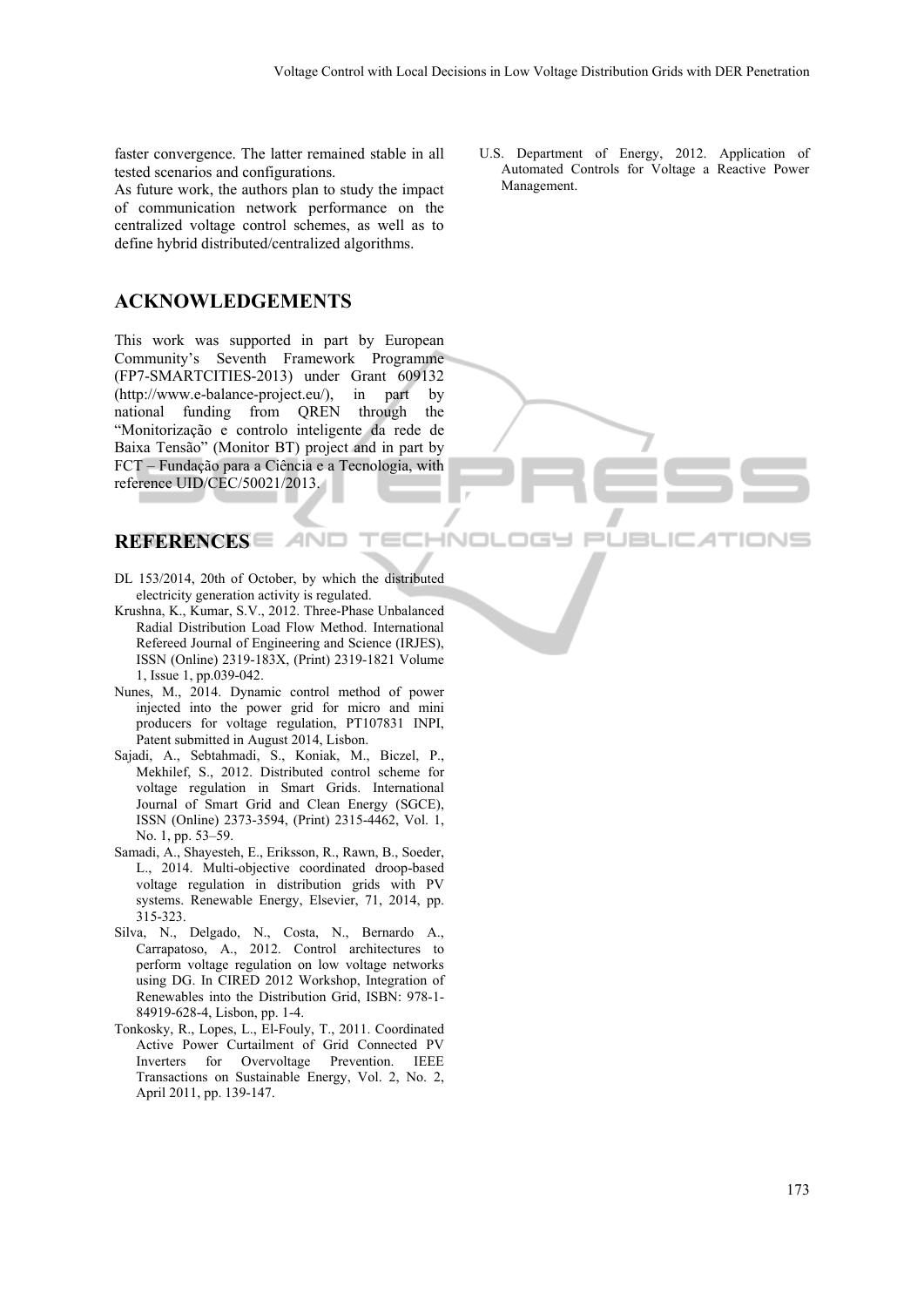faster convergence. The latter remained stable in all tested scenarios and configurations.

As future work, the authors plan to study the impact of communication network performance on the centralized voltage control schemes, as well as to define hybrid distributed/centralized algorithms.

## ACKNOWLEDGEMENTS

This work was supported in part by European Community's Seventh Framework Programme (FP7-SMARTCITIES-2013) under Grant 609132 (http://www.e-balance-project.eu/), in part by national funding from QREN through the "Monitorização e controlo inteligente da rede de Baixa Tensão" (Monitor BT) project and in part by FCT – Fundação para a Ciência e a Tecnologia, with reference UID/CEC/50021/2013.

## REFERENCES

DL 153/2014, 20th of October, by which the distributed electricity generation activity is regulated.

Krushna, K., Kumar, S.V., 2012. Three-Phase Unbalanced Radial Distribution Load Flow Method. International Refereed Journal of Engineering and Science (IRJES), ISSN (Online) 2319-183X, (Print) 2319-1821 Volume 1, Issue 1, pp.039-042.

Nunes, M., 2014. Dynamic control method of power injected into the power grid for micro and mini producers for voltage regulation, PT107831 INPI, Patent submitted in August 2014, Lisbon.

Sajadi, A., Sebtahmadi, S., Koniak, M., Biczel, P., Mekhilef, S., 2012. Distributed control scheme for voltage regulation in Smart Grids. International Journal of Smart Grid and Clean Energy (SGCE), ISSN (Online) 2373-3594, (Print) 2315-4462, Vol. 1, No. 1, pp. 53–59.

Samadi, A., Shayesteh, E., Eriksson, R., Rawn, B., Soeder, L., 2014. Multi-objective coordinated droop-based voltage regulation in distribution grids with PV systems. Renewable Energy, Elsevier, 71, 2014, pp. 315-323.

Silva, N., Delgado, N., Costa, N., Bernardo A., Carrapatoso, A., 2012. Control architectures to perform voltage regulation on low voltage networks using DG. In CIRED 2012 Workshop, Integration of Renewables into the Distribution Grid, ISBN: 978-1-84919-628-4, Lisbon, pp. 1-4.

Tonkosky, R., Lopes, L., El-Fouly, T., 2011. Coordinated Active Power Curtailment of Grid Connected PV Inverters for Overvoltage Prevention. IEEE Transactions on Sustainable Energy, Vol. 2, No. 2, April 2011, pp. 139-147.

U.S. Department of Energy, 2012. Application of Automated Controls for Voltage a Reactive Power Management.